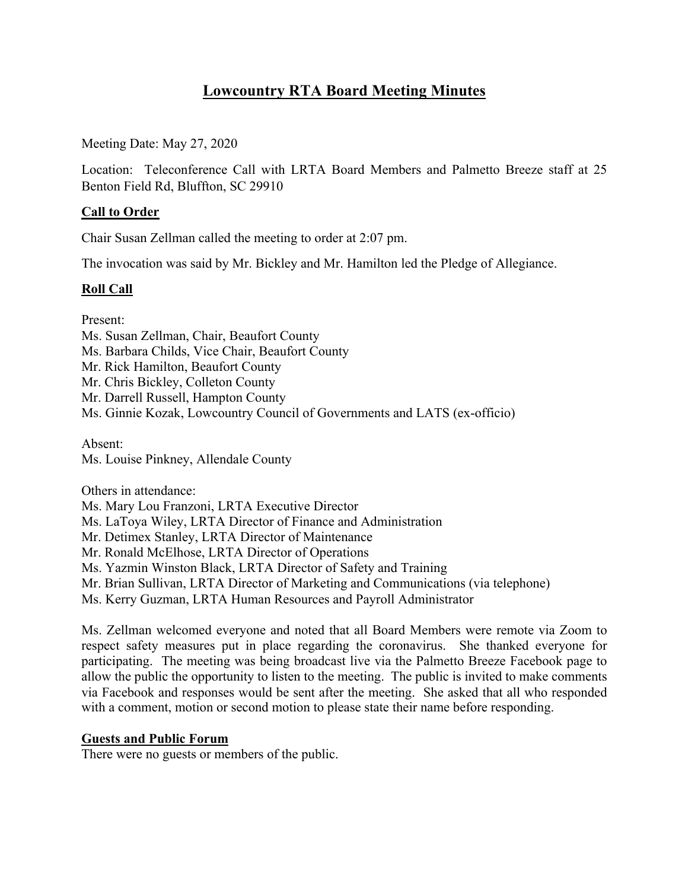# Lowcountry RTA Board Meeting Minutes

Meeting Date: May 27, 2020

Location: Teleconference Call with LRTA Board Members and Palmetto Breeze staff at 25 Benton Field Rd, Bluffton, SC 29910

## Call to Order

Chair Susan Zellman called the meeting to order at 2:07 pm.

The invocation was said by Mr. Bickley and Mr. Hamilton led the Pledge of Allegiance.

## Roll Call

Present:
Ms. Susan Zellman, Chair, Beaufort County
Ms. Barbara Childs, Vice Chair, Beaufort County
Mr. Rick Hamilton, Beaufort County
Mr. Chris Bickley, Colleton County
Mr. Darrell Russell, Hampton County
Ms. Ginnie Kozak, Lowcountry Council of Governments and LATS (ex-officio)

Absent:
Ms. Louise Pinkney, Allendale County

Others in attendance:
Ms. Mary Lou Franzoni, LRTA Executive Director
Ms. LaToya Wiley, LRTA Director of Finance and Administration
Mr. Detimex Stanley, LRTA Director of Maintenance
Mr. Ronald McElhose, LRTA Director of Operations
Ms. Yazmin Winston Black, LRTA Director of Safety and Training
Mr. Brian Sullivan, LRTA Director of Marketing and Communications (via telephone)
Ms. Kerry Guzman, LRTA Human Resources and Payroll Administrator

Ms. Zellman welcomed everyone and noted that all Board Members were remote via Zoom to respect safety measures put in place regarding the coronavirus. She thanked everyone for participating. The meeting was being broadcast live via the Palmetto Breeze Facebook page to allow the public the opportunity to listen to the meeting. The public is invited to make comments via Facebook and responses would be sent after the meeting. She asked that all who responded with a comment, motion or second motion to please state their name before responding.

## Guests and Public Forum

There were no guests or members of the public.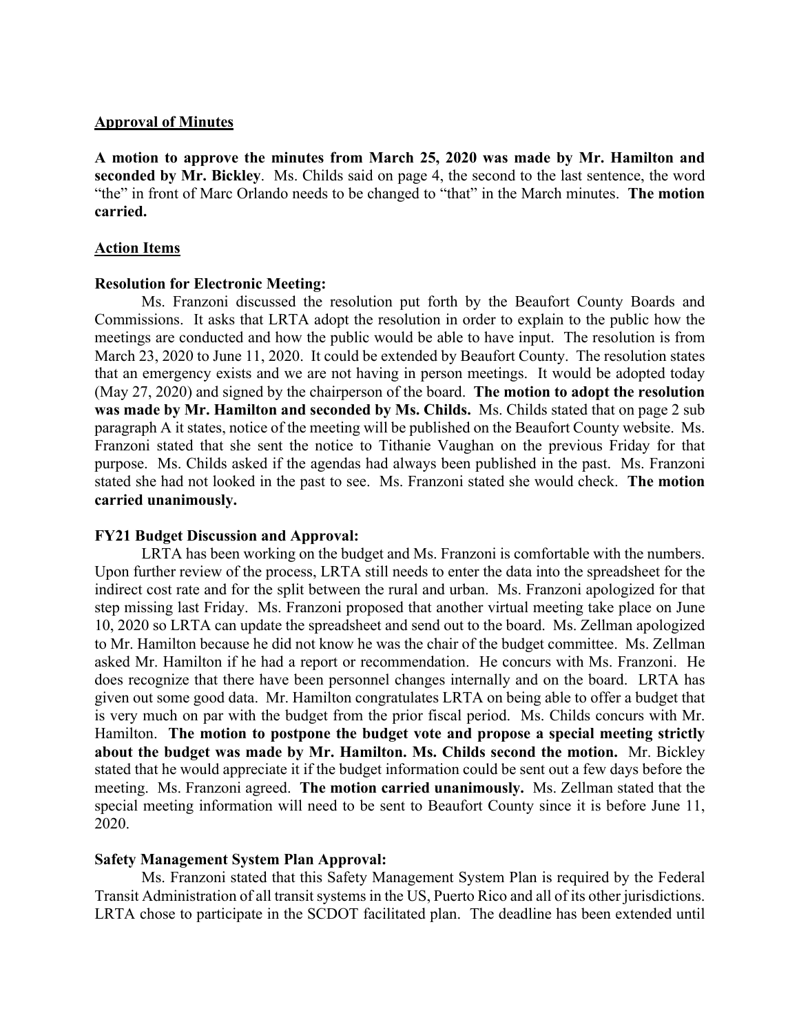## Approval of Minutes

**A motion to approve the minutes from March 25, 2020 was made by Mr. Hamilton and seconded by Mr. Bickley**. Ms. Childs said on page 4, the second to the last sentence, the word "the" in front of Marc Orlando needs to be changed to "that" in the March minutes. **The motion carried.**

## Action Items

### Resolution for Electronic Meeting:

Ms. Franzoni discussed the resolution put forth by the Beaufort County Boards and Commissions. It asks that LRTA adopt the resolution in order to explain to the public how the meetings are conducted and how the public would be able to have input. The resolution is from March 23, 2020 to June 11, 2020. It could be extended by Beaufort County. The resolution states that an emergency exists and we are not having in person meetings. It would be adopted today (May 27, 2020) and signed by the chairperson of the board. **The motion to adopt the resolution was made by Mr. Hamilton and seconded by Ms. Childs.** Ms. Childs stated that on page 2 sub paragraph A it states, notice of the meeting will be published on the Beaufort County website. Ms. Franzoni stated that she sent the notice to Tithanie Vaughan on the previous Friday for that purpose. Ms. Childs asked if the agendas had always been published in the past. Ms. Franzoni stated she had not looked in the past to see. Ms. Franzoni stated she would check. **The motion carried unanimously.**

### FY21 Budget Discussion and Approval:

LRTA has been working on the budget and Ms. Franzoni is comfortable with the numbers. Upon further review of the process, LRTA still needs to enter the data into the spreadsheet for the indirect cost rate and for the split between the rural and urban. Ms. Franzoni apologized for that step missing last Friday. Ms. Franzoni proposed that another virtual meeting take place on June 10, 2020 so LRTA can update the spreadsheet and send out to the board. Ms. Zellman apologized to Mr. Hamilton because he did not know he was the chair of the budget committee. Ms. Zellman asked Mr. Hamilton if he had a report or recommendation. He concurs with Ms. Franzoni. He does recognize that there have been personnel changes internally and on the board. LRTA has given out some good data. Mr. Hamilton congratulates LRTA on being able to offer a budget that is very much on par with the budget from the prior fiscal period. Ms. Childs concurs with Mr. Hamilton. **The motion to postpone the budget vote and propose a special meeting strictly about the budget was made by Mr. Hamilton. Ms. Childs second the motion.** Mr. Bickley stated that he would appreciate it if the budget information could be sent out a few days before the meeting. Ms. Franzoni agreed. **The motion carried unanimously.** Ms. Zellman stated that the special meeting information will need to be sent to Beaufort County since it is before June 11, 2020.

### Safety Management System Plan Approval:

Ms. Franzoni stated that this Safety Management System Plan is required by the Federal Transit Administration of all transit systems in the US, Puerto Rico and all of its other jurisdictions. LRTA chose to participate in the SCDOT facilitated plan. The deadline has been extended until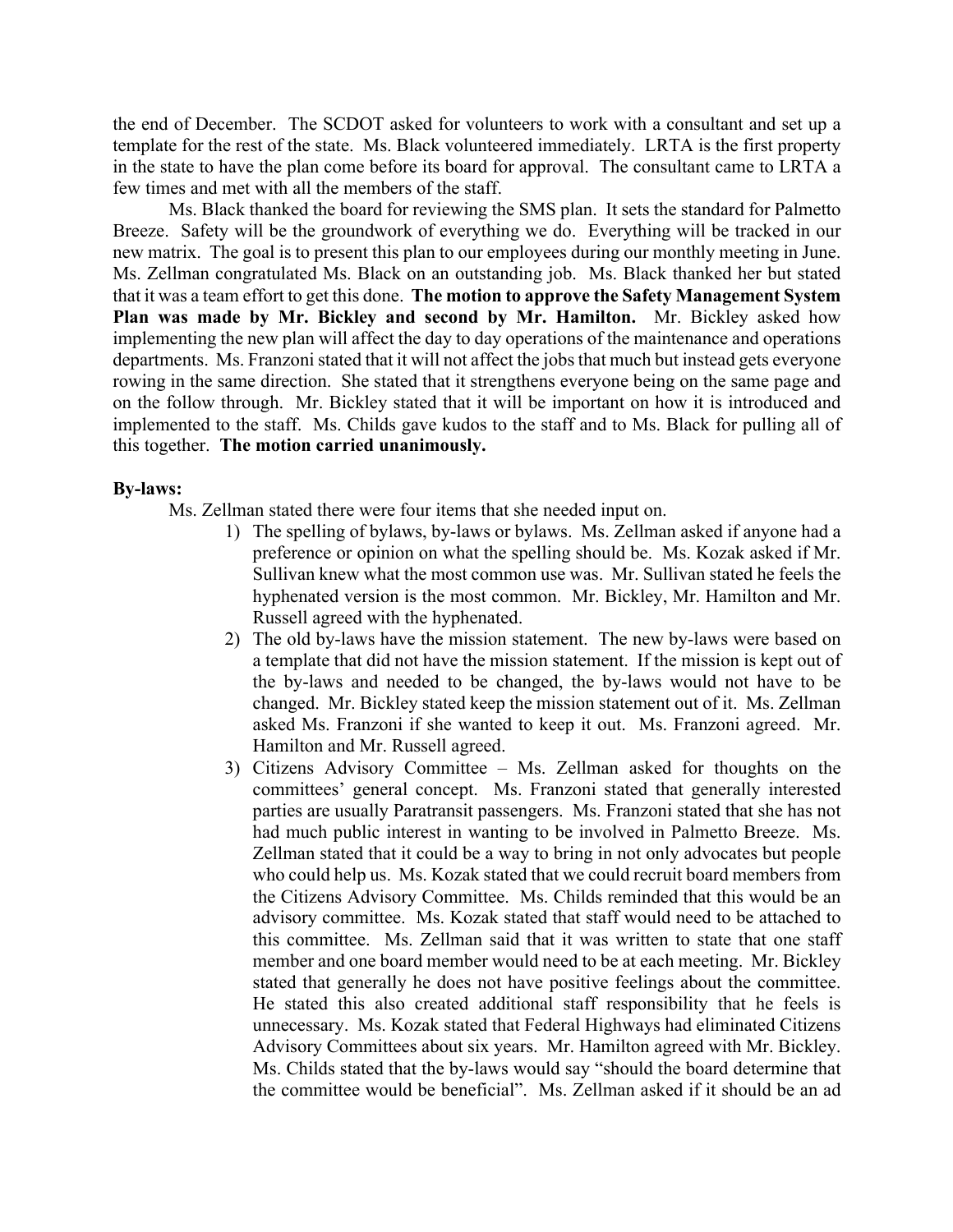the end of December. The SCDOT asked for volunteers to work with a consultant and set up a template for the rest of the state. Ms. Black volunteered immediately. LRTA is the first property in the state to have the plan come before its board for approval. The consultant came to LRTA a few times and met with all the members of the staff.

Ms. Black thanked the board for reviewing the SMS plan. It sets the standard for Palmetto Breeze. Safety will be the groundwork of everything we do. Everything will be tracked in our new matrix. The goal is to present this plan to our employees during our monthly meeting in June. Ms. Zellman congratulated Ms. Black on an outstanding job. Ms. Black thanked her but stated that it was a team effort to get this done. **The motion to approve the Safety Management System Plan was made by Mr. Bickley and second by Mr. Hamilton.** Mr. Bickley asked how implementing the new plan will affect the day to day operations of the maintenance and operations departments. Ms. Franzoni stated that it will not affect the jobs that much but instead gets everyone rowing in the same direction. She stated that it strengthens everyone being on the same page and on the follow through. Mr. Bickley stated that it will be important on how it is introduced and implemented to the staff. Ms. Childs gave kudos to the staff and to Ms. Black for pulling all of this together. **The motion carried unanimously.**

**By-laws:**

Ms. Zellman stated there were four items that she needed input on.

1) The spelling of bylaws, by-laws or bylaws. Ms. Zellman asked if anyone had a preference or opinion on what the spelling should be. Ms. Kozak asked if Mr. Sullivan knew what the most common use was. Mr. Sullivan stated he feels the hyphenated version is the most common. Mr. Bickley, Mr. Hamilton and Mr. Russell agreed with the hyphenated.
2) The old by-laws have the mission statement. The new by-laws were based on a template that did not have the mission statement. If the mission is kept out of the by-laws and needed to be changed, the by-laws would not have to be changed. Mr. Bickley stated keep the mission statement out of it. Ms. Zellman asked Ms. Franzoni if she wanted to keep it out. Ms. Franzoni agreed. Mr. Hamilton and Mr. Russell agreed.
3) Citizens Advisory Committee – Ms. Zellman asked for thoughts on the committees' general concept. Ms. Franzoni stated that generally interested parties are usually Paratransit passengers. Ms. Franzoni stated that she has not had much public interest in wanting to be involved in Palmetto Breeze. Ms. Zellman stated that it could be a way to bring in not only advocates but people who could help us. Ms. Kozak stated that we could recruit board members from the Citizens Advisory Committee. Ms. Childs reminded that this would be an advisory committee. Ms. Kozak stated that staff would need to be attached to this committee. Ms. Zellman said that it was written to state that one staff member and one board member would need to be at each meeting. Mr. Bickley stated that generally he does not have positive feelings about the committee. He stated this also created additional staff responsibility that he feels is unnecessary. Ms. Kozak stated that Federal Highways had eliminated Citizens Advisory Committees about six years. Mr. Hamilton agreed with Mr. Bickley. Ms. Childs stated that the by-laws would say "should the board determine that the committee would be beneficial". Ms. Zellman asked if it should be an ad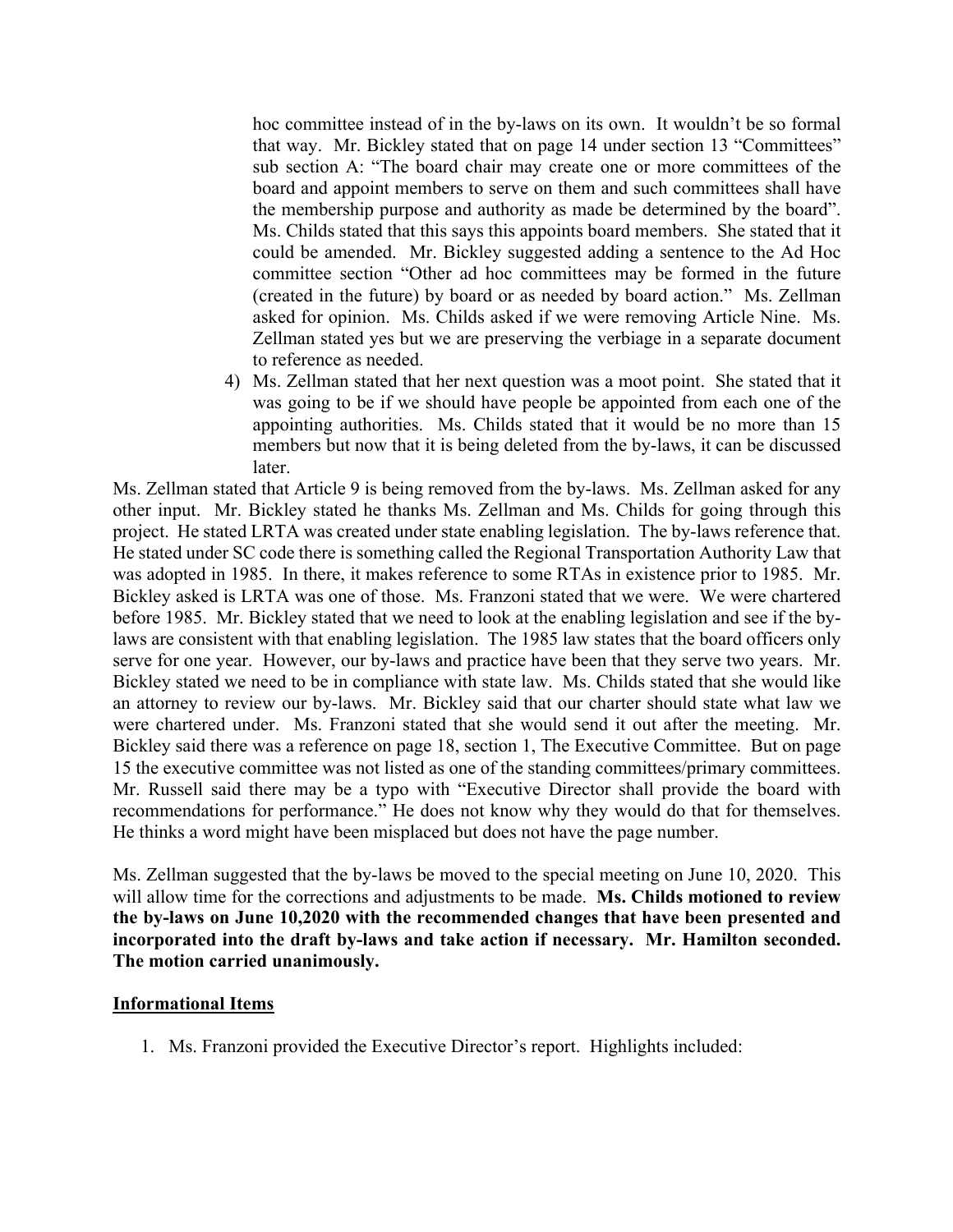hoc committee instead of in the by-laws on its own. It wouldn't be so formal that way. Mr. Bickley stated that on page 14 under section 13 "Committees" sub section A: "The board chair may create one or more committees of the board and appoint members to serve on them and such committees shall have the membership purpose and authority as made be determined by the board". Ms. Childs stated that this says this appoints board members. She stated that it could be amended. Mr. Bickley suggested adding a sentence to the Ad Hoc committee section "Other ad hoc committees may be formed in the future (created in the future) by board or as needed by board action." Ms. Zellman asked for opinion. Ms. Childs asked if we were removing Article Nine. Ms. Zellman stated yes but we are preserving the verbiage in a separate document to reference as needed.

4) Ms. Zellman stated that her next question was a moot point. She stated that it was going to be if we should have people be appointed from each one of the appointing authorities. Ms. Childs stated that it would be no more than 15 members but now that it is being deleted from the by-laws, it can be discussed later.

Ms. Zellman stated that Article 9 is being removed from the by-laws. Ms. Zellman asked for any other input. Mr. Bickley stated he thanks Ms. Zellman and Ms. Childs for going through this project. He stated LRTA was created under state enabling legislation. The by-laws reference that. He stated under SC code there is something called the Regional Transportation Authority Law that was adopted in 1985. In there, it makes reference to some RTAs in existence prior to 1985. Mr. Bickley asked is LRTA was one of those. Ms. Franzoni stated that we were. We were chartered before 1985. Mr. Bickley stated that we need to look at the enabling legislation and see if the by-laws are consistent with that enabling legislation. The 1985 law states that the board officers only serve for one year. However, our by-laws and practice have been that they serve two years. Mr. Bickley stated we need to be in compliance with state law. Ms. Childs stated that she would like an attorney to review our by-laws. Mr. Bickley said that our charter should state what law we were chartered under. Ms. Franzoni stated that she would send it out after the meeting. Mr. Bickley said there was a reference on page 18, section 1, The Executive Committee. But on page 15 the executive committee was not listed as one of the standing committees/primary committees. Mr. Russell said there may be a typo with "Executive Director shall provide the board with recommendations for performance." He does not know why they would do that for themselves. He thinks a word might have been misplaced but does not have the page number.

Ms. Zellman suggested that the by-laws be moved to the special meeting on June 10, 2020. This will allow time for the corrections and adjustments to be made. **Ms. Childs motioned to review the by-laws on June 10,2020 with the recommended changes that have been presented and incorporated into the draft by-laws and take action if necessary. Mr. Hamilton seconded. The motion carried unanimously.**

## Informational Items

1. Ms. Franzoni provided the Executive Director's report. Highlights included: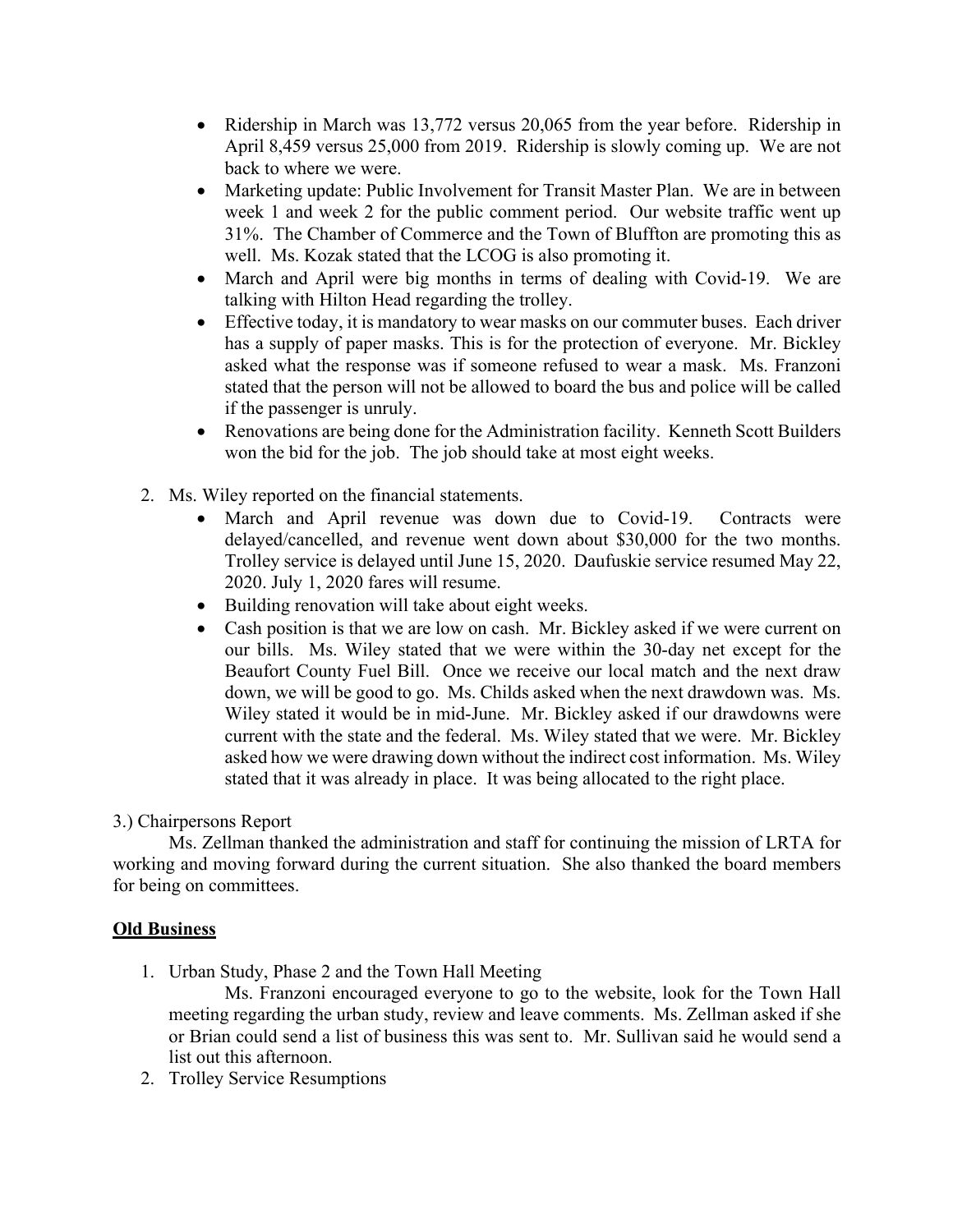- Ridership in March was 13,772 versus 20,065 from the year before. Ridership in April 8,459 versus 25,000 from 2019. Ridership is slowly coming up. We are not back to where we were.
- Marketing update: Public Involvement for Transit Master Plan. We are in between week 1 and week 2 for the public comment period. Our website traffic went up 31%. The Chamber of Commerce and the Town of Bluffton are promoting this as well. Ms. Kozak stated that the LCOG is also promoting it.
- March and April were big months in terms of dealing with Covid-19. We are talking with Hilton Head regarding the trolley.
- Effective today, it is mandatory to wear masks on our commuter buses. Each driver has a supply of paper masks. This is for the protection of everyone. Mr. Bickley asked what the response was if someone refused to wear a mask. Ms. Franzoni stated that the person will not be allowed to board the bus and police will be called if the passenger is unruly.
- Renovations are being done for the Administration facility. Kenneth Scott Builders won the bid for the job. The job should take at most eight weeks.

2. Ms. Wiley reported on the financial statements.
   - March and April revenue was down due to Covid-19. Contracts were delayed/cancelled, and revenue went down about $30,000 for the two months. Trolley service is delayed until June 15, 2020. Daufuskie service resumed May 22, 2020. July 1, 2020 fares will resume.
   - Building renovation will take about eight weeks.
   - Cash position is that we are low on cash. Mr. Bickley asked if we were current on our bills. Ms. Wiley stated that we were within the 30-day net except for the Beaufort County Fuel Bill. Once we receive our local match and the next draw down, we will be good to go. Ms. Childs asked when the next drawdown was. Ms. Wiley stated it would be in mid-June. Mr. Bickley asked if our drawdowns were current with the state and the federal. Ms. Wiley stated that we were. Mr. Bickley asked how we were drawing down without the indirect cost information. Ms. Wiley stated that it was already in place. It was being allocated to the right place.

3.) Chairpersons Report

Ms. Zellman thanked the administration and staff for continuing the mission of LRTA for working and moving forward during the current situation. She also thanked the board members for being on committees.

**Old Business**

1. Urban Study, Phase 2 and the Town Hall Meeting

   Ms. Franzoni encouraged everyone to go to the website, look for the Town Hall meeting regarding the urban study, review and leave comments. Ms. Zellman asked if she or Brian could send a list of business this was sent to. Mr. Sullivan said he would send a list out this afternoon.
2. Trolley Service Resumptions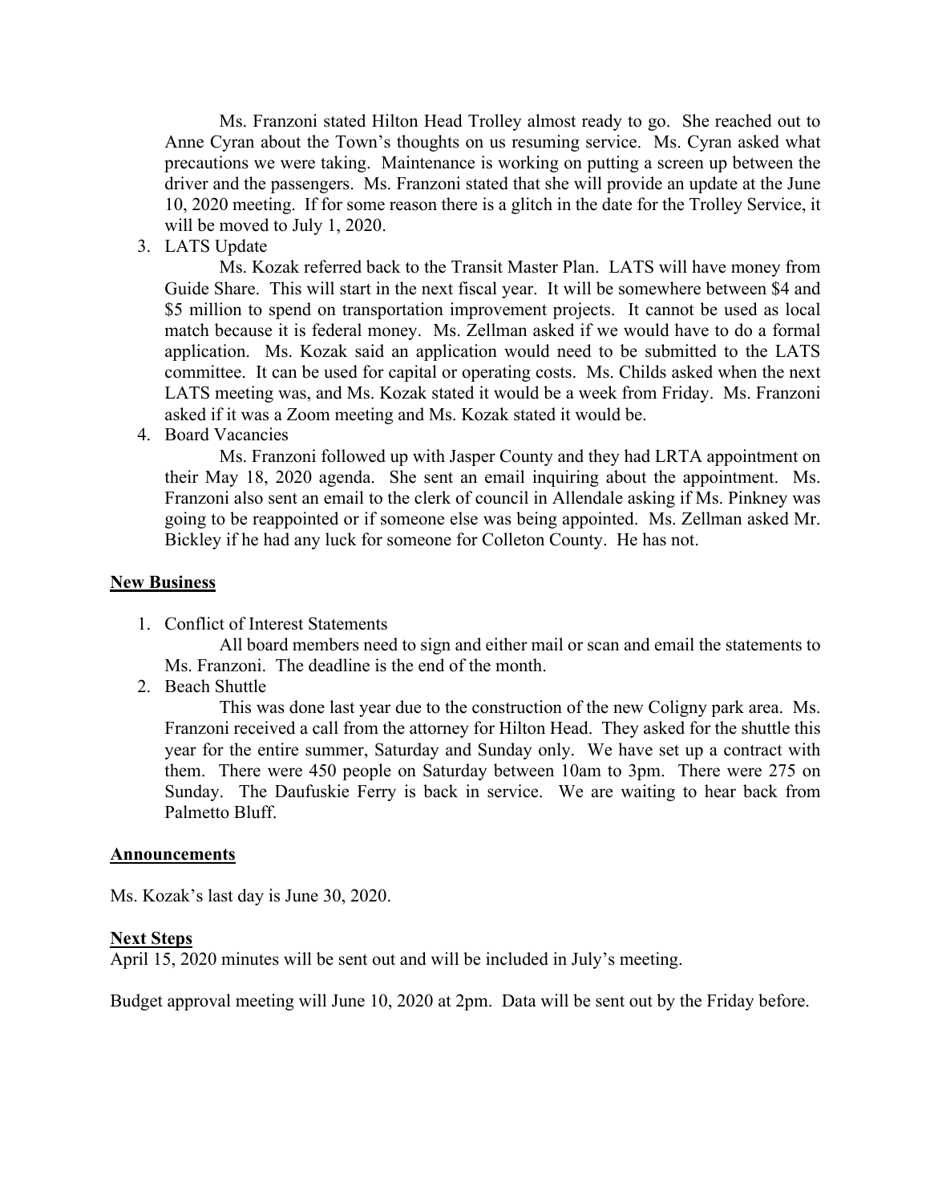Ms. Franzoni stated Hilton Head Trolley almost ready to go. She reached out to Anne Cyran about the Town's thoughts on us resuming service. Ms. Cyran asked what precautions we were taking. Maintenance is working on putting a screen up between the driver and the passengers. Ms. Franzoni stated that she will provide an update at the June 10, 2020 meeting. If for some reason there is a glitch in the date for the Trolley Service, it will be moved to July 1, 2020.

3. LATS Update

   Ms. Kozak referred back to the Transit Master Plan. LATS will have money from Guide Share. This will start in the next fiscal year. It will be somewhere between $4 and $5 million to spend on transportation improvement projects. It cannot be used as local match because it is federal money. Ms. Zellman asked if we would have to do a formal application. Ms. Kozak said an application would need to be submitted to the LATS committee. It can be used for capital or operating costs. Ms. Childs asked when the next LATS meeting was, and Ms. Kozak stated it would be a week from Friday. Ms. Franzoni asked if it was a Zoom meeting and Ms. Kozak stated it would be.

4. Board Vacancies

   Ms. Franzoni followed up with Jasper County and they had LRTA appointment on their May 18, 2020 agenda. She sent an email inquiring about the appointment. Ms. Franzoni also sent an email to the clerk of council in Allendale asking if Ms. Pinkney was going to be reappointed or if someone else was being appointed. Ms. Zellman asked Mr. Bickley if he had any luck for someone for Colleton County. He has not.

**New Business**

1. Conflict of Interest Statements

   All board members need to sign and either mail or scan and email the statements to Ms. Franzoni. The deadline is the end of the month.

2. Beach Shuttle

   This was done last year due to the construction of the new Coligny park area. Ms. Franzoni received a call from the attorney for Hilton Head. They asked for the shuttle this year for the entire summer, Saturday and Sunday only. We have set up a contract with them. There were 450 people on Saturday between 10am to 3pm. There were 275 on Sunday. The Daufuskie Ferry is back in service. We are waiting to hear back from Palmetto Bluff.

**Announcements**

Ms. Kozak's last day is June 30, 2020.

**Next Steps**

April 15, 2020 minutes will be sent out and will be included in July's meeting.

Budget approval meeting will June 10, 2020 at 2pm. Data will be sent out by the Friday before.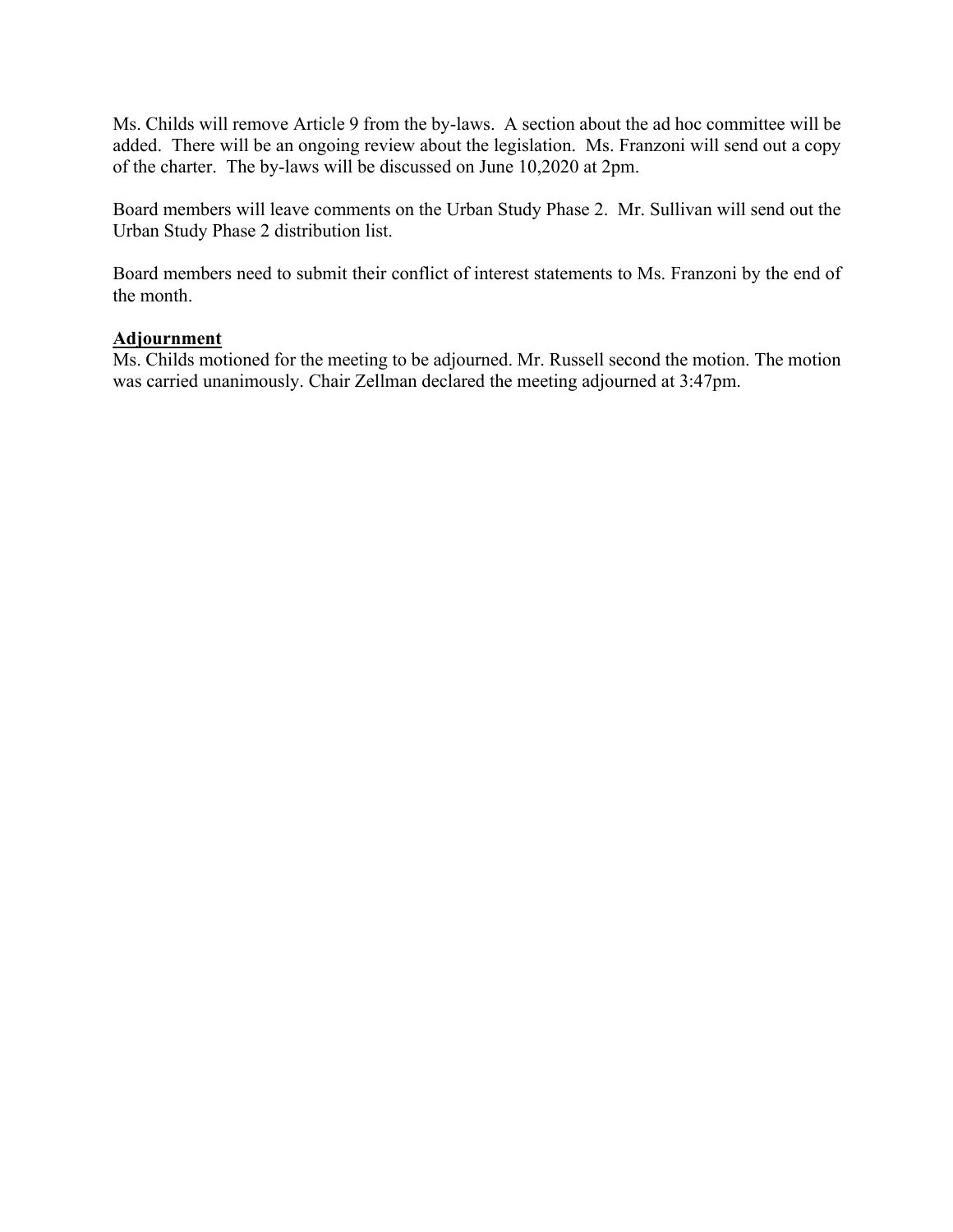Ms. Childs will remove Article 9 from the by-laws. A section about the ad hoc committee will be added. There will be an ongoing review about the legislation. Ms. Franzoni will send out a copy of the charter. The by-laws will be discussed on June 10,2020 at 2pm.

Board members will leave comments on the Urban Study Phase 2. Mr. Sullivan will send out the Urban Study Phase 2 distribution list.

Board members need to submit their conflict of interest statements to Ms. Franzoni by the end of the month.

**Adjournment**

Ms. Childs motioned for the meeting to be adjourned. Mr. Russell second the motion. The motion was carried unanimously. Chair Zellman declared the meeting adjourned at 3:47pm.